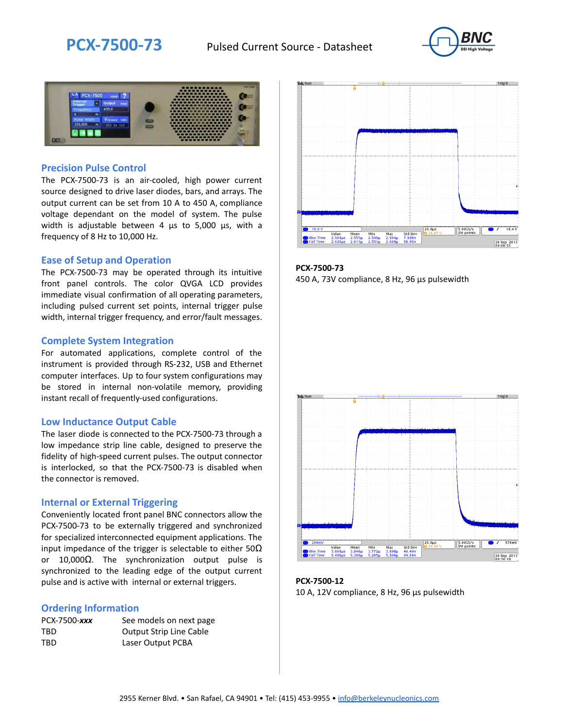# PCX-7500-73

Pulsed Current Source - Datasheet

## Precision Pulse Control

The PCX-7500-73 is an air-cooled, high power current source designed to drive laser diodes, bars, and arrays. The output current can be set from 10 A to 450 A, compliance voltage dependant on the model of system. The pulse width is adjustable between 4 µs to 5,000 µs, with a frequency of 8 Hz to 10,000 Hz.

## Ease of Setup and Operation

The PCX-7500-73 may be operated through its intuitive front panel controls. The color QVGA LCD provides immediate visual confirmation of all operating parameters, including pulsed current set points, internal trigger pulse width, internal trigger frequency, and error/fault messages.

## Complete System Integration

For automated applications, complete control of the instrument is provided through RS-232, USB and Ethernet computer interfaces. Up to four system configurations may be stored in internal non-volatile memory, providing instant recall of frequently-used configurations.

## Low Inductance Output Cable

The laser diode is connected to the PCX-7500-73 through a low impedance strip line cable, designed to preserve the fidelity of high-speed current pulses. The output connector is interlocked, so that the PCX-7500-73 is disabled when the connector is removed.

## Internal or External Triggering

Conveniently located front panel BNC connectors allow the PCX-7500-73 to be externally triggered and synchronized for specialized interconnected equipment applications. The input impedance of the trigger is selectable to either 50Ω or 10,000Ω. The synchronization output pulse is synchronized to the leading edge of the output current pulse and is active with internal or external triggers.

## Ordering Information

| | |
|---|---|
| PCX-7500-***xxx*** | See models on next page |
| TBD | Output Strip Line Cable |
| TBD | Laser Output PCBA |

**PCX-7500-73**
450 A, 73V compliance, 8 Hz, 96 µs pulsewidth

**PCX-7500-12**
10 A, 12V compliance, 8 Hz, 96 µs pulsewidth

2955 Kerner Blvd. • San Rafael, CA 94901 • Tel: (415) 453-9955 • info@berkeleynucleonics.com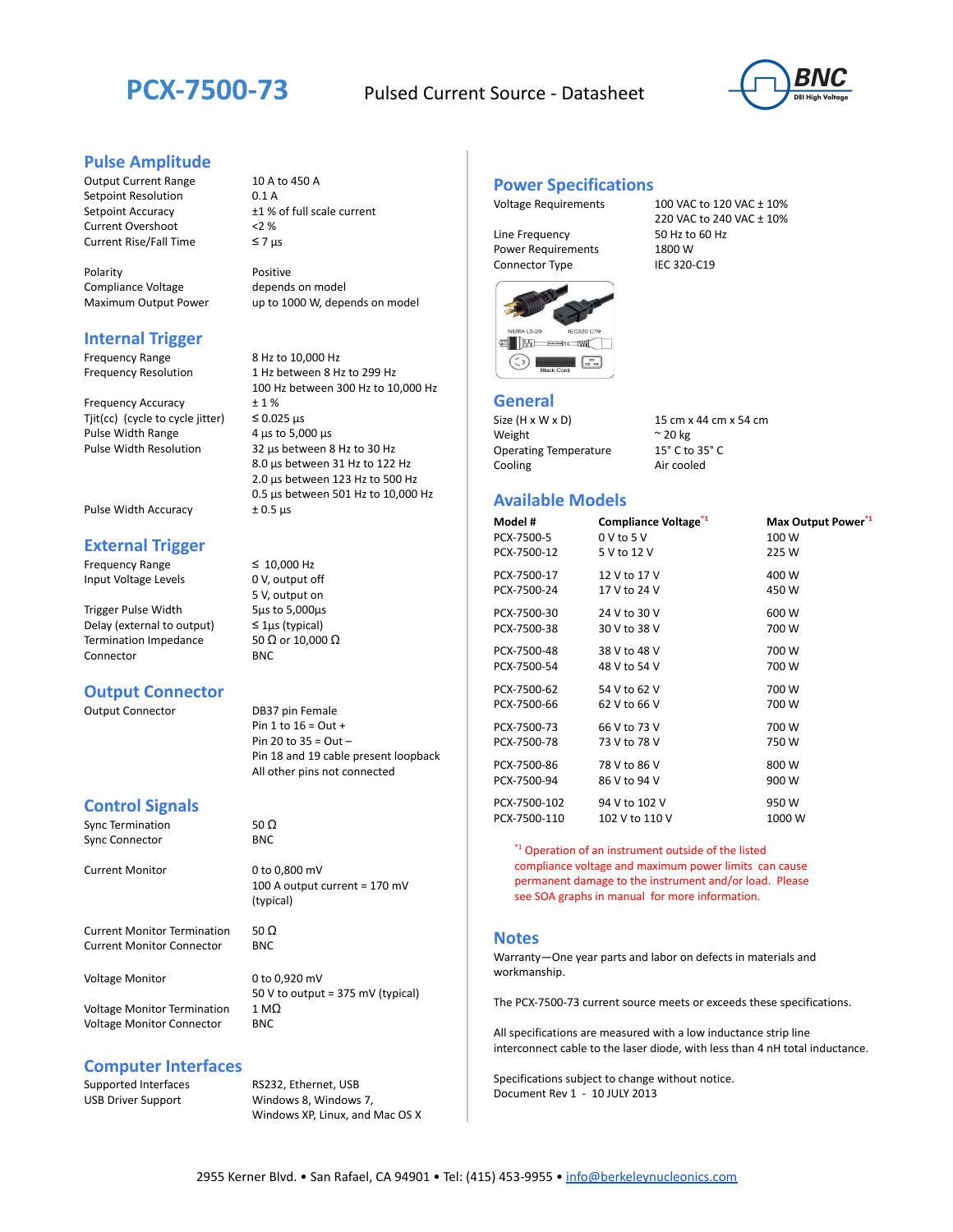# PCX-7500-73

Pulsed Current Source - Datasheet

BNC
DEI High Voltage

## Pulse Amplitude

| | |
|---|---|
| Output Current Range | 10 A to 450 A |
| Setpoint Resolution | 0.1 A |
| Setpoint Accuracy | ±1 % of full scale current |
| Current Overshoot | <2 % |
| Current Rise/Fall Time | ≤ 7 µs |
| Polarity | Positive |
| Compliance Voltage | depends on model |
| Maximum Output Power | up to 1000 W, depends on model |

## Internal Trigger

| | |
|---|---|
| Frequency Range | 8 Hz to 10,000 Hz |
| Frequency Resolution | 1 Hz between 8 Hz to 299 Hz<br>100 Hz between 300 Hz to 10,000 Hz |
| Frequency Accuracy | ± 1 % |
| Tjit(cc) (cycle to cycle jitter) | ≤ 0.025 µs |
| Pulse Width Range | 4 µs to 5,000 µs |
| Pulse Width Resolution | 32 µs between 8 Hz to 30 Hz<br>8.0 µs between 31 Hz to 122 Hz<br>2.0 µs between 123 Hz to 500 Hz<br>0.5 µs between 501 Hz to 10,000 Hz |
| Pulse Width Accuracy | ± 0.5 µs |

## External Trigger

| | |
|---|---|
| Frequency Range | ≤ 10,000 Hz |
| Input Voltage Levels | 0 V, output off<br>5 V, output on |
| Trigger Pulse Width | 5µs to 5,000µs |
| Delay (external to output) | ≤ 1µs (typical) |
| Termination Impedance | 50 Ω or 10,000 Ω |
| Connector | BNC |

## Output Connector

| | |
|---|---|
| Output Connector | DB37 pin Female<br>Pin 1 to 16 = Out +<br>Pin 20 to 35 = Out –<br>Pin 18 and 19 cable present loopback<br>All other pins not connected |

## Control Signals

| | |
|---|---|
| Sync Termination | 50 Ω |
| Sync Connector | BNC |
| Current Monitor | 0 to 0,800 mV<br>100 A output current = 170 mV (typical) |
| Current Monitor Termination | 50 Ω |
| Current Monitor Connector | BNC |
| Voltage Monitor | 0 to 0,920 mV<br>50 V to output = 375 mV (typical) |
| Voltage Monitor Termination | 1 MΩ |
| Voltage Monitor Connector | BNC |

## Computer Interfaces

| | |
|---|---|
| Supported Interfaces | RS232, Ethernet, USB |
| USB Driver Support | Windows 8, Windows 7,<br>Windows XP, Linux, and Mac OS X |

## Power Specifications

| | |
|---|---|
| Voltage Requirements | 100 VAC to 120 VAC ± 10%<br>220 VAC to 240 VAC ± 10% |
| Line Frequency | 50 Hz to 60 Hz |
| Power Requirements | 1800 W |
| Connector Type | IEC 320-C19 |

NEMA L5-20 IEC320 C19
Black Cord

## General

| | |
|---|---|
| Size (H x W x D) | 15 cm x 44 cm x 54 cm |
| Weight | ~ 20 kg |
| Operating Temperature | 15° C to 35° C |
| Cooling | Air cooled |

## Available Models

| Model # | Compliance Voltage[*1] | Max Output Power[*1] |
|---|---|---|
| PCX-7500-5 | 0 V to 5 V | 100 W |
| PCX-7500-12 | 5 V to 12 V | 225 W |
| PCX-7500-17 | 12 V to 17 V | 400 W |
| PCX-7500-24 | 17 V to 24 V | 450 W |
| PCX-7500-30 | 24 V to 30 V | 600 W |
| PCX-7500-38 | 30 V to 38 V | 700 W |
| PCX-7500-48 | 38 V to 48 V | 700 W |
| PCX-7500-54 | 48 V to 54 V | 700 W |
| PCX-7500-62 | 54 V to 62 V | 700 W |
| PCX-7500-66 | 62 V to 66 V | 700 W |
| PCX-7500-73 | 66 V to 73 V | 700 W |
| PCX-7500-78 | 73 V to 78 V | 750 W |
| PCX-7500-86 | 78 V to 86 V | 800 W |
| PCX-7500-94 | 86 V to 94 V | 900 W |
| PCX-7500-102 | 94 V to 102 V | 950 W |
| PCX-7500-110 | 102 V to 110 V | 1000 W |

[*1] Operation of an instrument outside of the listed compliance voltage and maximum power limits can cause permanent damage to the instrument and/or load. Please see SOA graphs in manual for more information.

## Notes

Warranty—One year parts and labor on defects in materials and workmanship.

The PCX-7500-73 current source meets or exceeds these specifications.

All specifications are measured with a low inductance strip line interconnect cable to the laser diode, with less than 4 nH total inductance.

Specifications subject to change without notice.
Document Rev 1 - 10 JULY 2013

2955 Kerner Blvd. • San Rafael, CA 94901 • Tel: (415) 453-9955 • info@berkeleynucleonics.com